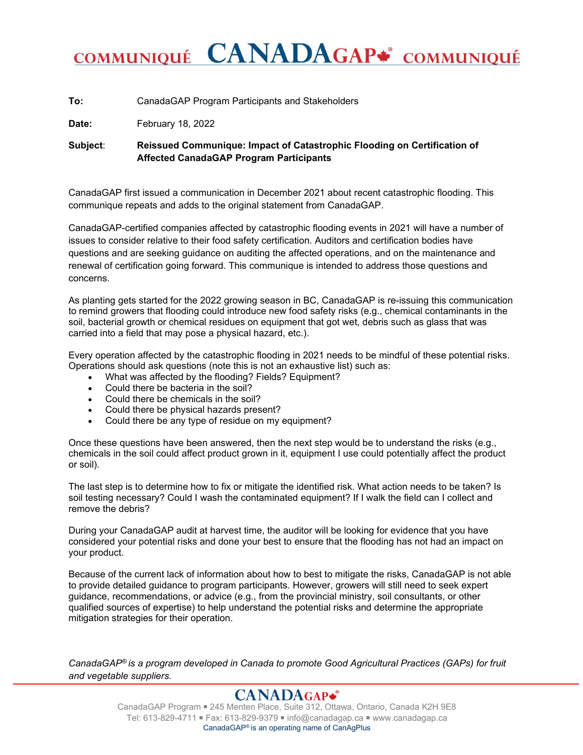# COMMUNIQUÉ CANADAGAP® COMMUNIQUÉ

**To:** CanadaGAP Program Participants and Stakeholders

**Date:** February 18, 2022

**Subject:** **Reissued Communique: Impact of Catastrophic Flooding on Certification of Affected CanadaGAP Program Participants**

CanadaGAP first issued a communication in December 2021 about recent catastrophic flooding. This communique repeats and adds to the original statement from CanadaGAP.

CanadaGAP-certified companies affected by catastrophic flooding events in 2021 will have a number of issues to consider relative to their food safety certification. Auditors and certification bodies have questions and are seeking guidance on auditing the affected operations, and on the maintenance and renewal of certification going forward. This communique is intended to address those questions and concerns.

As planting gets started for the 2022 growing season in BC, CanadaGAP is re-issuing this communication to remind growers that flooding could introduce new food safety risks (e.g., chemical contaminants in the soil, bacterial growth or chemical residues on equipment that got wet, debris such as glass that was carried into a field that may pose a physical hazard, etc.).

Every operation affected by the catastrophic flooding in 2021 needs to be mindful of these potential risks. Operations should ask questions (note this is not an exhaustive list) such as:

- What was affected by the flooding? Fields? Equipment?
- Could there be bacteria in the soil?
- Could there be chemicals in the soil?
- Could there be physical hazards present?
- Could there be any type of residue on my equipment?

Once these questions have been answered, then the next step would be to understand the risks (e.g., chemicals in the soil could affect product grown in it, equipment I use could potentially affect the product or soil).

The last step is to determine how to fix or mitigate the identified risk. What action needs to be taken? Is soil testing necessary? Could I wash the contaminated equipment? If I walk the field can I collect and remove the debris?

During your CanadaGAP audit at harvest time, the auditor will be looking for evidence that you have considered your potential risks and done your best to ensure that the flooding has not had an impact on your product.

Because of the current lack of information about how to best to mitigate the risks, CanadaGAP is not able to provide detailed guidance to program participants. However, growers will still need to seek expert guidance, recommendations, or advice (e.g., from the provincial ministry, soil consultants, or other qualified sources of expertise) to help understand the potential risks and determine the appropriate mitigation strategies for their operation.

*CanadaGAP® is a program developed in Canada to promote Good Agricultural Practices (GAPs) for fruit and vegetable suppliers.*

CANADAGAP®

CanadaGAP Program ▪ 245 Menten Place, Suite 312, Ottawa, Ontario, Canada K2H 9E8
Tel: 613-829-4711 ▪ Fax: 613-829-9379 ▪ info@canadagap.ca ▪ www.canadagap.ca
CanadaGAP® is an operating name of CanAgPlus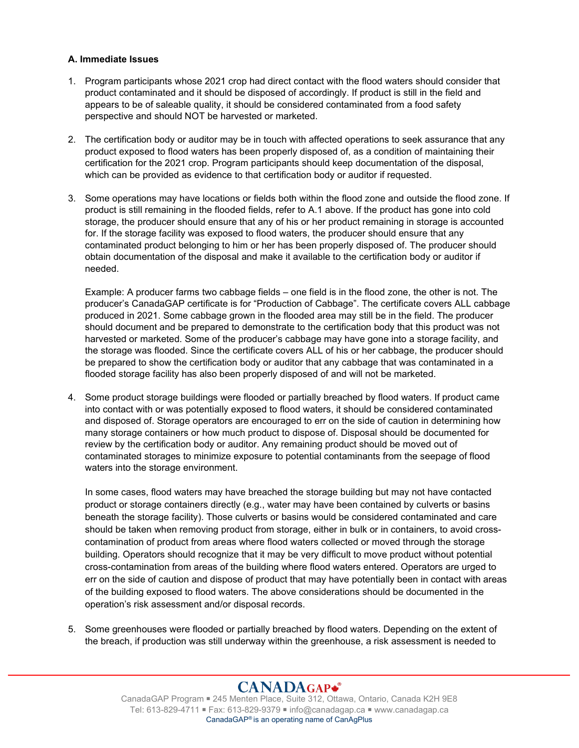### A. Immediate Issues

1. Program participants whose 2021 crop had direct contact with the flood waters should consider that product contaminated and it should be disposed of accordingly. If product is still in the field and appears to be of saleable quality, it should be considered contaminated from a food safety perspective and should NOT be harvested or marketed.

2. The certification body or auditor may be in touch with affected operations to seek assurance that any product exposed to flood waters has been properly disposed of, as a condition of maintaining their certification for the 2021 crop. Program participants should keep documentation of the disposal, which can be provided as evidence to that certification body or auditor if requested.

3. Some operations may have locations or fields both within the flood zone and outside the flood zone. If product is still remaining in the flooded fields, refer to A.1 above. If the product has gone into cold storage, the producer should ensure that any of his or her product remaining in storage is accounted for. If the storage facility was exposed to flood waters, the producer should ensure that any contaminated product belonging to him or her has been properly disposed of. The producer should obtain documentation of the disposal and make it available to the certification body or auditor if needed.

   Example: A producer farms two cabbage fields – one field is in the flood zone, the other is not. The producer's CanadaGAP certificate is for "Production of Cabbage". The certificate covers ALL cabbage produced in 2021. Some cabbage grown in the flooded area may still be in the field. The producer should document and be prepared to demonstrate to the certification body that this product was not harvested or marketed. Some of the producer's cabbage may have gone into a storage facility, and the storage was flooded. Since the certificate covers ALL of his or her cabbage, the producer should be prepared to show the certification body or auditor that any cabbage that was contaminated in a flooded storage facility has also been properly disposed of and will not be marketed.

4. Some product storage buildings were flooded or partially breached by flood waters. If product came into contact with or was potentially exposed to flood waters, it should be considered contaminated and disposed of. Storage operators are encouraged to err on the side of caution in determining how many storage containers or how much product to dispose of. Disposal should be documented for review by the certification body or auditor. Any remaining product should be moved out of contaminated storages to minimize exposure to potential contaminants from the seepage of flood waters into the storage environment.

   In some cases, flood waters may have breached the storage building but may not have contacted product or storage containers directly (e.g., water may have been contained by culverts or basins beneath the storage facility). Those culverts or basins would be considered contaminated and care should be taken when removing product from storage, either in bulk or in containers, to avoid cross-contamination of product from areas where flood waters collected or moved through the storage building. Operators should recognize that it may be very difficult to move product without potential cross-contamination from areas of the building where flood waters entered. Operators are urged to err on the side of caution and dispose of product that may have potentially been in contact with areas of the building exposed to flood waters. The above considerations should be documented in the operation's risk assessment and/or disposal records.

5. Some greenhouses were flooded or partially breached by flood waters. Depending on the extent of the breach, if production was still underway within the greenhouse, a risk assessment is needed to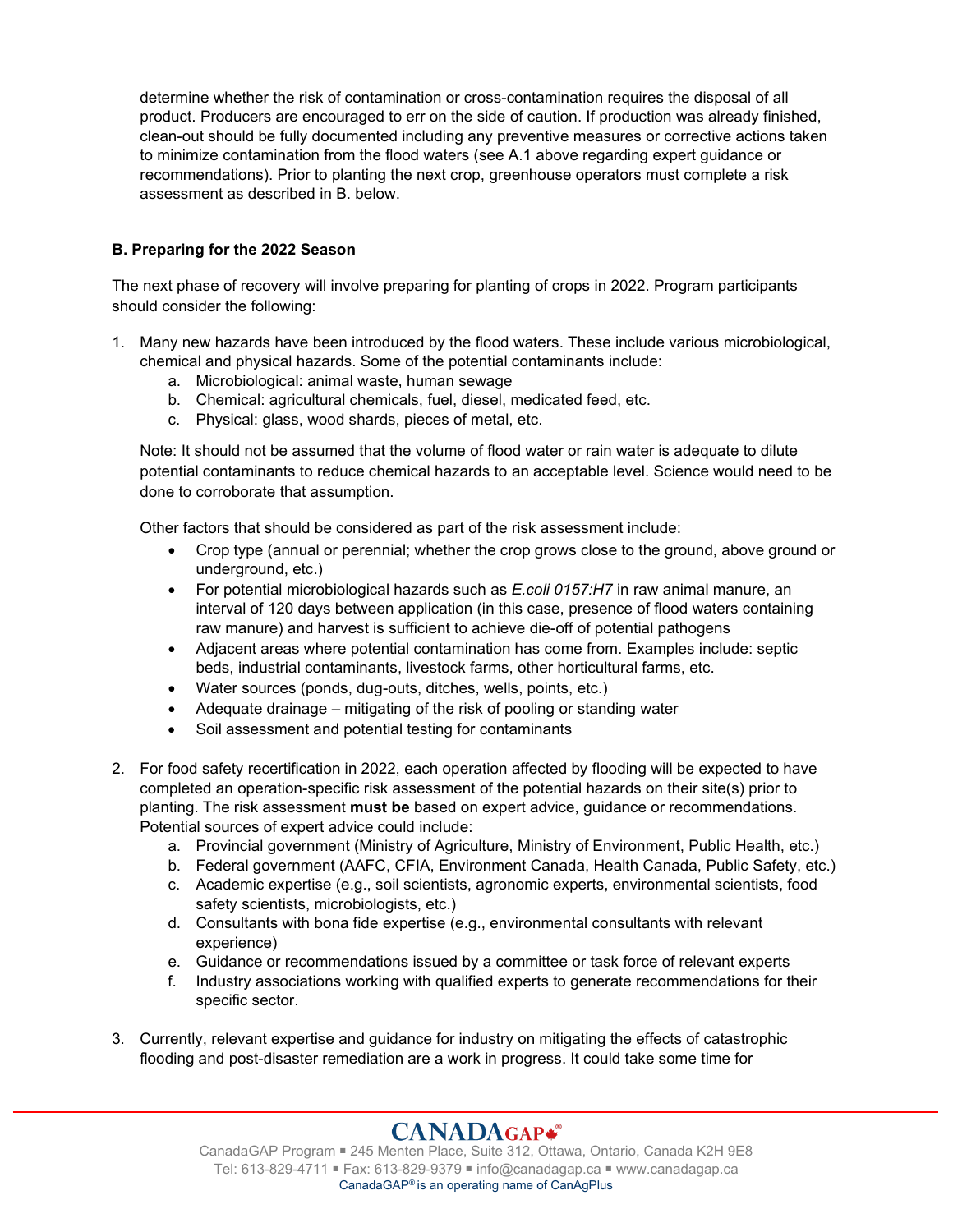determine whether the risk of contamination or cross-contamination requires the disposal of all product. Producers are encouraged to err on the side of caution. If production was already finished, clean-out should be fully documented including any preventive measures or corrective actions taken to minimize contamination from the flood waters (see A.1 above regarding expert guidance or recommendations). Prior to planting the next crop, greenhouse operators must complete a risk assessment as described in B. below.

**B. Preparing for the 2022 Season**

The next phase of recovery will involve preparing for planting of crops in 2022. Program participants should consider the following:

1. Many new hazards have been introduced by the flood waters. These include various microbiological, chemical and physical hazards. Some of the potential contaminants include:
   a. Microbiological: animal waste, human sewage
   b. Chemical: agricultural chemicals, fuel, diesel, medicated feed, etc.
   c. Physical: glass, wood shards, pieces of metal, etc.

   Note: It should not be assumed that the volume of flood water or rain water is adequate to dilute potential contaminants to reduce chemical hazards to an acceptable level. Science would need to be done to corroborate that assumption.

   Other factors that should be considered as part of the risk assessment include:
   - Crop type (annual or perennial; whether the crop grows close to the ground, above ground or underground, etc.)
   - For potential microbiological hazards such as *E.coli 0157:H7* in raw animal manure, an interval of 120 days between application (in this case, presence of flood waters containing raw manure) and harvest is sufficient to achieve die-off of potential pathogens
   - Adjacent areas where potential contamination has come from. Examples include: septic beds, industrial contaminants, livestock farms, other horticultural farms, etc.
   - Water sources (ponds, dug-outs, ditches, wells, points, etc.)
   - Adequate drainage – mitigating of the risk of pooling or standing water
   - Soil assessment and potential testing for contaminants

2. For food safety recertification in 2022, each operation affected by flooding will be expected to have completed an operation-specific risk assessment of the potential hazards on their site(s) prior to planting. The risk assessment **must be** based on expert advice, guidance or recommendations. Potential sources of expert advice could include:
   a. Provincial government (Ministry of Agriculture, Ministry of Environment, Public Health, etc.)
   b. Federal government (AAFC, CFIA, Environment Canada, Health Canada, Public Safety, etc.)
   c. Academic expertise (e.g., soil scientists, agronomic experts, environmental scientists, food safety scientists, microbiologists, etc.)
   d. Consultants with bona fide expertise (e.g., environmental consultants with relevant experience)
   e. Guidance or recommendations issued by a committee or task force of relevant experts
   f. Industry associations working with qualified experts to generate recommendations for their specific sector.

3. Currently, relevant expertise and guidance for industry on mitigating the effects of catastrophic flooding and post-disaster remediation are a work in progress. It could take some time for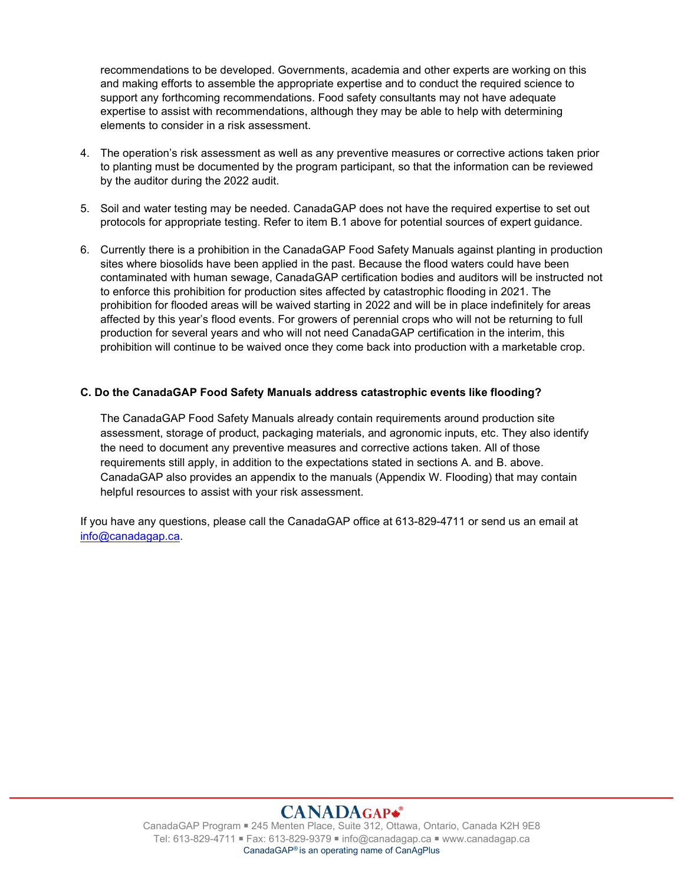recommendations to be developed. Governments, academia and other experts are working on this and making efforts to assemble the appropriate expertise and to conduct the required science to support any forthcoming recommendations. Food safety consultants may not have adequate expertise to assist with recommendations, although they may be able to help with determining elements to consider in a risk assessment.

4. The operation's risk assessment as well as any preventive measures or corrective actions taken prior to planting must be documented by the program participant, so that the information can be reviewed by the auditor during the 2022 audit.

5. Soil and water testing may be needed. CanadaGAP does not have the required expertise to set out protocols for appropriate testing. Refer to item B.1 above for potential sources of expert guidance.

6. Currently there is a prohibition in the CanadaGAP Food Safety Manuals against planting in production sites where biosolids have been applied in the past. Because the flood waters could have been contaminated with human sewage, CanadaGAP certification bodies and auditors will be instructed not to enforce this prohibition for production sites affected by catastrophic flooding in 2021. The prohibition for flooded areas will be waived starting in 2022 and will be in place indefinitely for areas affected by this year's flood events. For growers of perennial crops who will not be returning to full production for several years and who will not need CanadaGAP certification in the interim, this prohibition will continue to be waived once they come back into production with a marketable crop.

**C. Do the CanadaGAP Food Safety Manuals address catastrophic events like flooding?**

The CanadaGAP Food Safety Manuals already contain requirements around production site assessment, storage of product, packaging materials, and agronomic inputs, etc. They also identify the need to document any preventive measures and corrective actions taken. All of those requirements still apply, in addition to the expectations stated in sections A. and B. above. CanadaGAP also provides an appendix to the manuals (Appendix W. Flooding) that may contain helpful resources to assist with your risk assessment.

If you have any questions, please call the CanadaGAP office at 613-829-4711 or send us an email at info@canadagap.ca.